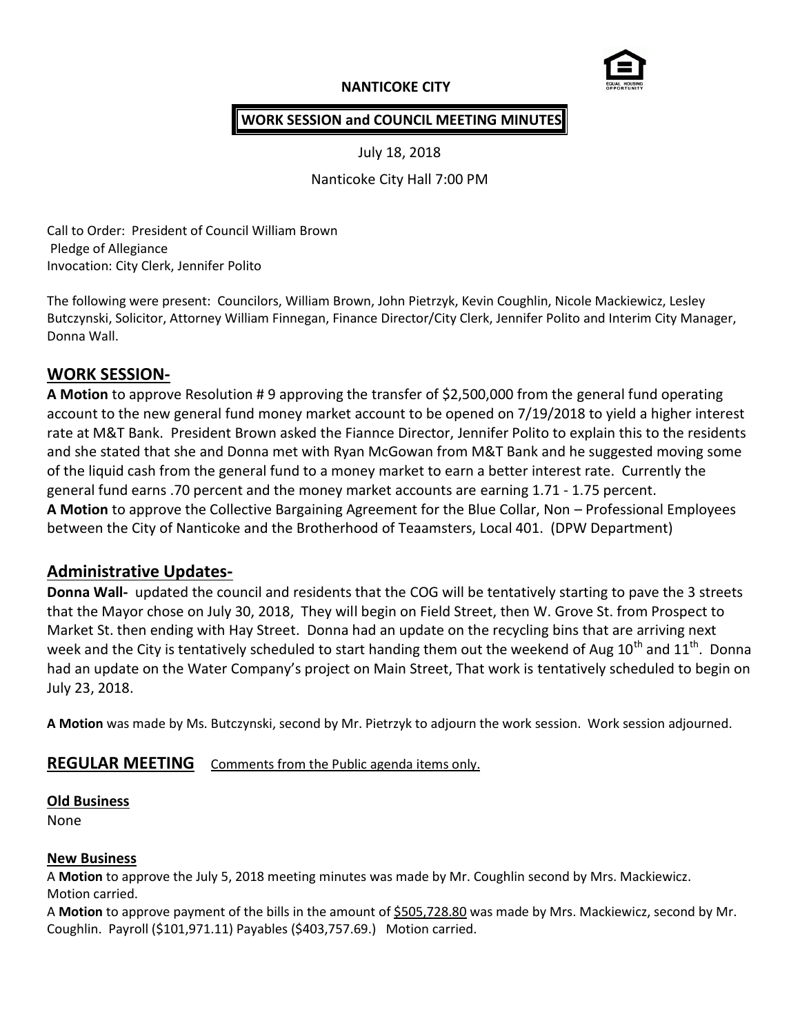**NANTICOKE CITY**

**WORK SESSION and COUNCIL MEETING MINUTES**

July 18, 2018

Nanticoke City Hall 7:00 PM

Call to Order: President of Council William Brown
Pledge of Allegiance
Invocation: City Clerk, Jennifer Polito

The following were present: Councilors, William Brown, John Pietrzyk, Kevin Coughlin, Nicole Mackiewicz, Lesley Butczynski, Solicitor, Attorney William Finnegan, Finance Director/City Clerk, Jennifer Polito and Interim City Manager, Donna Wall.

## WORK SESSION-

**A Motion** to approve Resolution # 9 approving the transfer of $2,500,000 from the general fund operating account to the new general fund money market account to be opened on 7/19/2018 to yield a higher interest rate at M&T Bank. President Brown asked the Fiannce Director, Jennifer Polito to explain this to the residents and she stated that she and Donna met with Ryan McGowan from M&T Bank and he suggested moving some of the liquid cash from the general fund to a money market to earn a better interest rate. Currently the general fund earns .70 percent and the money market accounts are earning 1.71 - 1.75 percent.

**A Motion** to approve the Collective Bargaining Agreement for the Blue Collar, Non – Professional Employees between the City of Nanticoke and the Brotherhood of Teaamsters, Local 401. (DPW Department)

## Administrative Updates-

**Donna Wall-** updated the council and residents that the COG will be tentatively starting to pave the 3 streets that the Mayor chose on July 30, 2018, They will begin on Field Street, then W. Grove St. from Prospect to Market St. then ending with Hay Street. Donna had an update on the recycling bins that are arriving next week and the City is tentatively scheduled to start handing them out the weekend of Aug 10th and 11th. Donna had an update on the Water Company's project on Main Street, That work is tentatively scheduled to begin on July 23, 2018.

**A Motion** was made by Ms. Butczynski, second by Mr. Pietrzyk to adjourn the work session. Work session adjourned.

## REGULAR MEETING

Comments from the Public agenda items only.

**Old Business**

None

**New Business**

A **Motion** to approve the July 5, 2018 meeting minutes was made by Mr. Coughlin second by Mrs. Mackiewicz. Motion carried.

A **Motion** to approve payment of the bills in the amount of $505,728.80 was made by Mrs. Mackiewicz, second by Mr. Coughlin. Payroll ($101,971.11) Payables ($403,757.69.) Motion carried.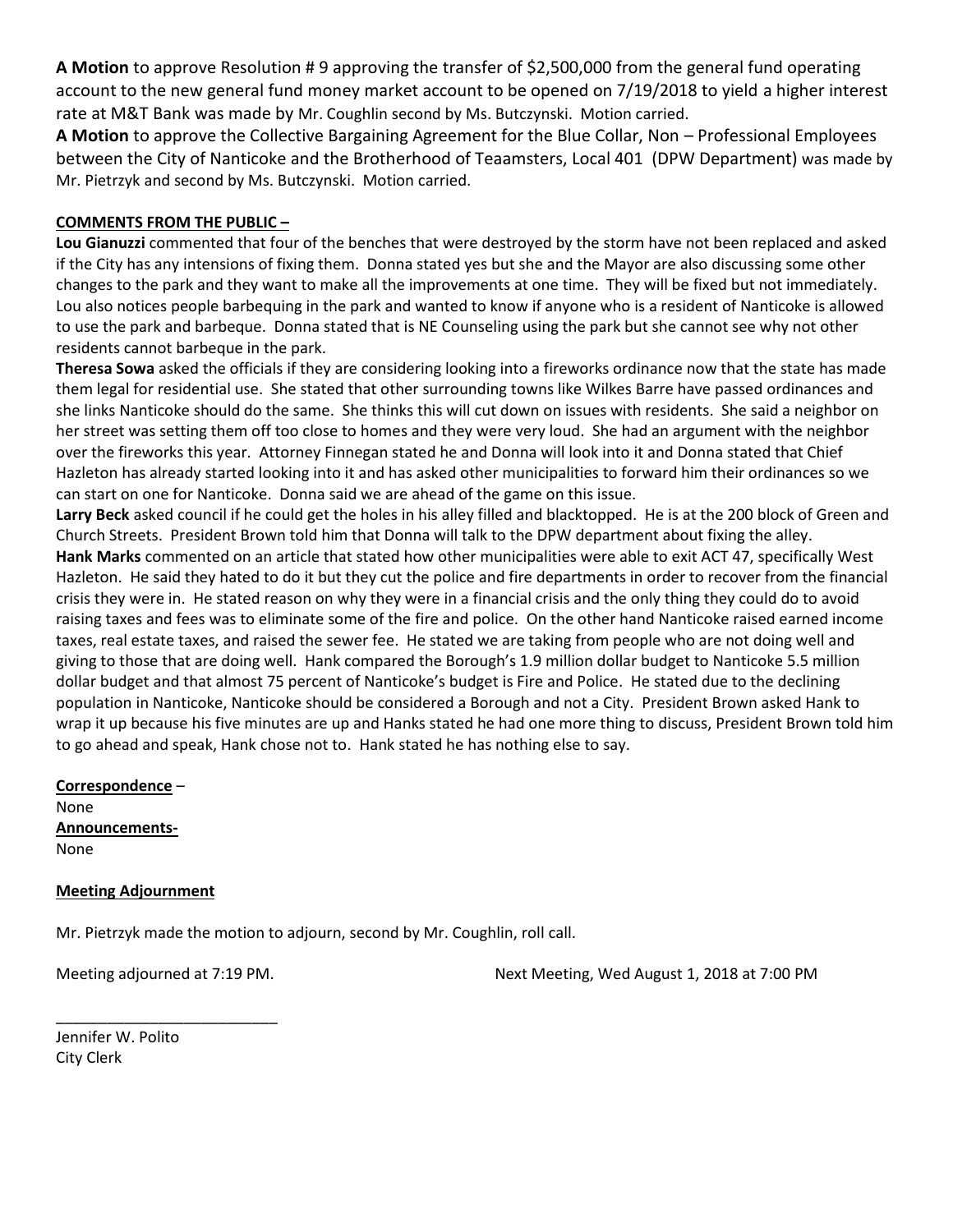**A Motion** to approve Resolution # 9 approving the transfer of $2,500,000 from the general fund operating account to the new general fund money market account to be opened on 7/19/2018 to yield a higher interest rate at M&T Bank was made by Mr. Coughlin second by Ms. Butczynski. Motion carried.

**A Motion** to approve the Collective Bargaining Agreement for the Blue Collar, Non – Professional Employees between the City of Nanticoke and the Brotherhood of Teaamsters, Local 401 (DPW Department) was made by Mr. Pietrzyk and second by Ms. Butczynski. Motion carried.

**COMMENTS FROM THE PUBLIC –**

**Lou Gianuzzi** commented that four of the benches that were destroyed by the storm have not been replaced and asked if the City has any intensions of fixing them. Donna stated yes but she and the Mayor are also discussing some other changes to the park and they want to make all the improvements at one time. They will be fixed but not immediately. Lou also notices people barbequing in the park and wanted to know if anyone who is a resident of Nanticoke is allowed to use the park and barbeque. Donna stated that is NE Counseling using the park but she cannot see why not other residents cannot barbeque in the park.

**Theresa Sowa** asked the officials if they are considering looking into a fireworks ordinance now that the state has made them legal for residential use. She stated that other surrounding towns like Wilkes Barre have passed ordinances and she links Nanticoke should do the same. She thinks this will cut down on issues with residents. She said a neighbor on her street was setting them off too close to homes and they were very loud. She had an argument with the neighbor over the fireworks this year. Attorney Finnegan stated he and Donna will look into it and Donna stated that Chief Hazleton has already started looking into it and has asked other municipalities to forward him their ordinances so we can start on one for Nanticoke. Donna said we are ahead of the game on this issue.

**Larry Beck** asked council if he could get the holes in his alley filled and blacktopped. He is at the 200 block of Green and Church Streets. President Brown told him that Donna will talk to the DPW department about fixing the alley.

**Hank Marks** commented on an article that stated how other municipalities were able to exit ACT 47, specifically West Hazleton. He said they hated to do it but they cut the police and fire departments in order to recover from the financial crisis they were in. He stated reason on why they were in a financial crisis and the only thing they could do to avoid raising taxes and fees was to eliminate some of the fire and police. On the other hand Nanticoke raised earned income taxes, real estate taxes, and raised the sewer fee. He stated we are taking from people who are not doing well and giving to those that are doing well. Hank compared the Borough's 1.9 million dollar budget to Nanticoke 5.5 million dollar budget and that almost 75 percent of Nanticoke's budget is Fire and Police. He stated due to the declining population in Nanticoke, Nanticoke should be considered a Borough and not a City. President Brown asked Hank to wrap it up because his five minutes are up and Hanks stated he had one more thing to discuss, President Brown told him to go ahead and speak, Hank chose not to. Hank stated he has nothing else to say.

**Correspondence** –
None

**Announcements-**
None

**Meeting Adjournment**

Mr. Pietrzyk made the motion to adjourn, second by Mr. Coughlin, roll call.

Meeting adjourned at 7:19 PM. Next Meeting, Wed August 1, 2018 at 7:00 PM

___________________________

Jennifer W. Polito
City Clerk